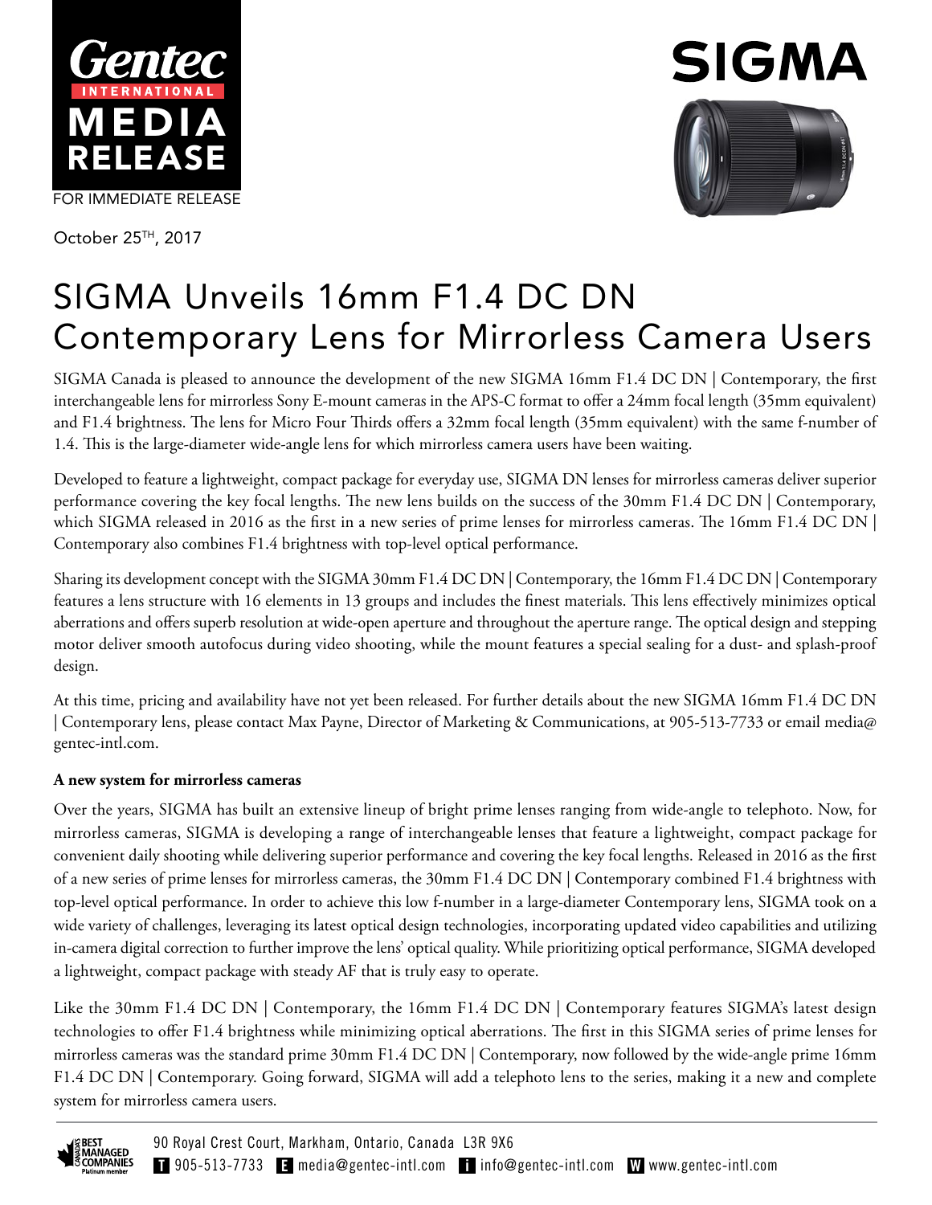Gentec INTERNATIONAL MEDIA RELEASE

FOR IMMEDIATE RELEASE

October 25TH, 2017

SIGMA

# SIGMA Unveils 16mm F1.4 DC DN Contemporary Lens for Mirrorless Camera Users

SIGMA Canada is pleased to announce the development of the new SIGMA 16mm F1.4 DC DN | Contemporary, the first interchangeable lens for mirrorless Sony E-mount cameras in the APS-C format to offer a 24mm focal length (35mm equivalent) and F1.4 brightness. The lens for Micro Four Thirds offers a 32mm focal length (35mm equivalent) with the same f-number of 1.4. This is the large-diameter wide-angle lens for which mirrorless camera users have been waiting.

Developed to feature a lightweight, compact package for everyday use, SIGMA DN lenses for mirrorless cameras deliver superior performance covering the key focal lengths. The new lens builds on the success of the 30mm F1.4 DC DN | Contemporary, which SIGMA released in 2016 as the first in a new series of prime lenses for mirrorless cameras. The 16mm F1.4 DC DN | Contemporary also combines F1.4 brightness with top-level optical performance.

Sharing its development concept with the SIGMA 30mm F1.4 DC DN | Contemporary, the 16mm F1.4 DC DN | Contemporary features a lens structure with 16 elements in 13 groups and includes the finest materials. This lens effectively minimizes optical aberrations and offers superb resolution at wide-open aperture and throughout the aperture range. The optical design and stepping motor deliver smooth autofocus during video shooting, while the mount features a special sealing for a dust- and splash-proof design.

At this time, pricing and availability have not yet been released. For further details about the new SIGMA 16mm F1.4 DC DN | Contemporary lens, please contact Max Payne, Director of Marketing & Communications, at 905-513-7733 or email media@gentec-intl.com.

**A new system for mirrorless cameras**

Over the years, SIGMA has built an extensive lineup of bright prime lenses ranging from wide-angle to telephoto. Now, for mirrorless cameras, SIGMA is developing a range of interchangeable lenses that feature a lightweight, compact package for convenient daily shooting while delivering superior performance and covering the key focal lengths. Released in 2016 as the first of a new series of prime lenses for mirrorless cameras, the 30mm F1.4 DC DN | Contemporary combined F1.4 brightness with top-level optical performance. In order to achieve this low f-number in a large-diameter Contemporary lens, SIGMA took on a wide variety of challenges, leveraging its latest optical design technologies, incorporating updated video capabilities and utilizing in-camera digital correction to further improve the lens' optical quality. While prioritizing optical performance, SIGMA developed a lightweight, compact package with steady AF that is truly easy to operate.

Like the 30mm F1.4 DC DN | Contemporary, the 16mm F1.4 DC DN | Contemporary features SIGMA's latest design technologies to offer F1.4 brightness while minimizing optical aberrations. The first in this SIGMA series of prime lenses for mirrorless cameras was the standard prime 30mm F1.4 DC DN | Contemporary, now followed by the wide-angle prime 16mm F1.4 DC DN | Contemporary. Going forward, SIGMA will add a telephoto lens to the series, making it a new and complete system for mirrorless camera users.

Canada's Best Managed Companies Platinum member

90 Royal Crest Court, Markham, Ontario, Canada L3R 9X6

T 905-513-7733 E media@gentec-intl.com i info@gentec-intl.com W www.gentec-intl.com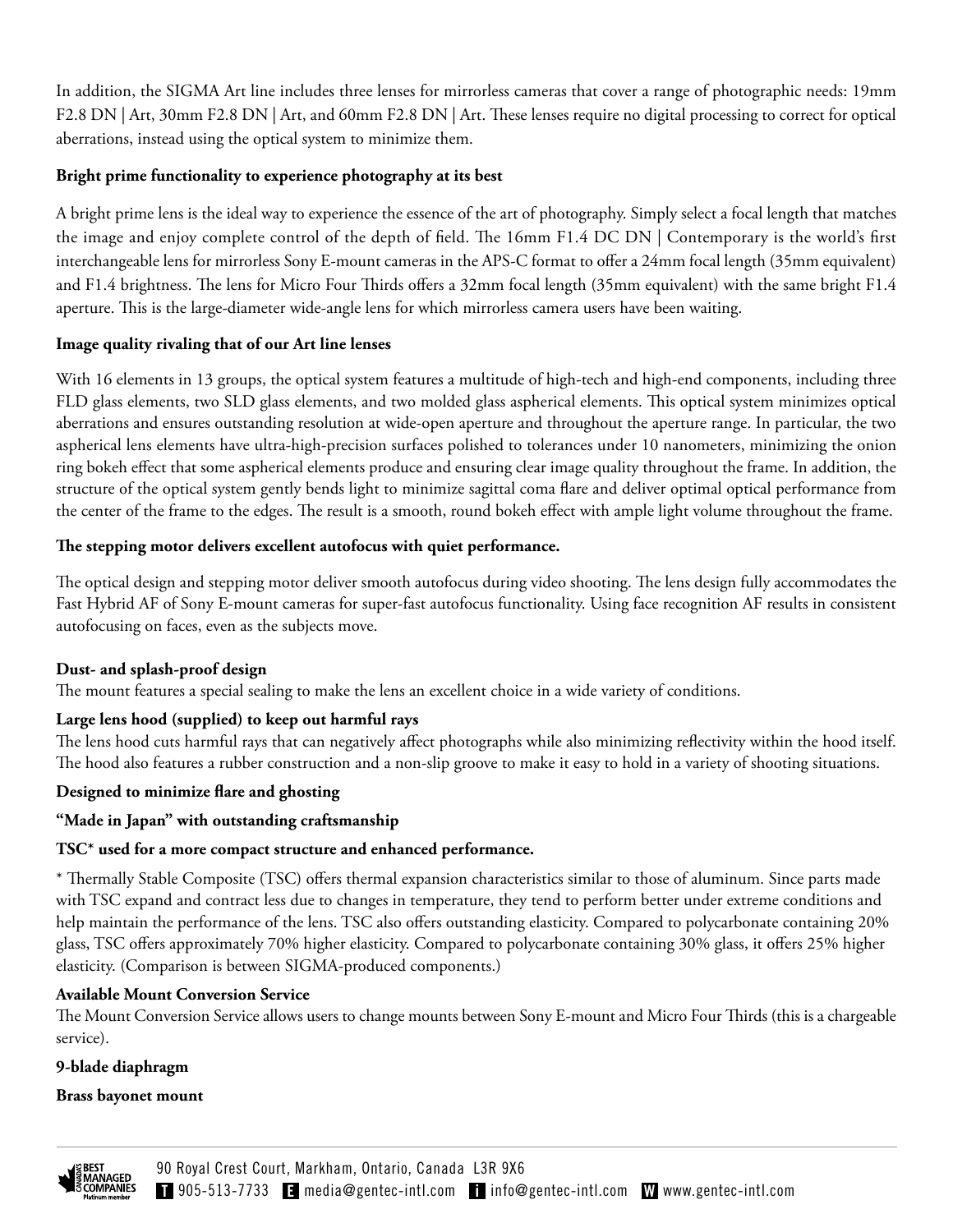In addition, the SIGMA Art line includes three lenses for mirrorless cameras that cover a range of photographic needs: 19mm F2.8 DN | Art, 30mm F2.8 DN | Art, and 60mm F2.8 DN | Art. These lenses require no digital processing to correct for optical aberrations, instead using the optical system to minimize them.

**Bright prime functionality to experience photography at its best**

A bright prime lens is the ideal way to experience the essence of the art of photography. Simply select a focal length that matches the image and enjoy complete control of the depth of field. The 16mm F1.4 DC DN | Contemporary is the world's first interchangeable lens for mirrorless Sony E-mount cameras in the APS-C format to offer a 24mm focal length (35mm equivalent) and F1.4 brightness. The lens for Micro Four Thirds offers a 32mm focal length (35mm equivalent) with the same bright F1.4 aperture. This is the large-diameter wide-angle lens for which mirrorless camera users have been waiting.

**Image quality rivaling that of our Art line lenses**

With 16 elements in 13 groups, the optical system features a multitude of high-tech and high-end components, including three FLD glass elements, two SLD glass elements, and two molded glass aspherical elements. This optical system minimizes optical aberrations and ensures outstanding resolution at wide-open aperture and throughout the aperture range. In particular, the two aspherical lens elements have ultra-high-precision surfaces polished to tolerances under 10 nanometers, minimizing the onion ring bokeh effect that some aspherical elements produce and ensuring clear image quality throughout the frame. In addition, the structure of the optical system gently bends light to minimize sagittal coma flare and deliver optimal optical performance from the center of the frame to the edges. The result is a smooth, round bokeh effect with ample light volume throughout the frame.

**The stepping motor delivers excellent autofocus with quiet performance.**

The optical design and stepping motor deliver smooth autofocus during video shooting. The lens design fully accommodates the Fast Hybrid AF of Sony E-mount cameras for super-fast autofocus functionality. Using face recognition AF results in consistent autofocusing on faces, even as the subjects move.

**Dust- and splash-proof design**

The mount features a special sealing to make the lens an excellent choice in a wide variety of conditions.

**Large lens hood (supplied) to keep out harmful rays**

The lens hood cuts harmful rays that can negatively affect photographs while also minimizing reflectivity within the hood itself. The hood also features a rubber construction and a non-slip groove to make it easy to hold in a variety of shooting situations.

**Designed to minimize flare and ghosting**

**"Made in Japan" with outstanding craftsmanship**

**TSC* used for a more compact structure and enhanced performance.**

* Thermally Stable Composite (TSC) offers thermal expansion characteristics similar to those of aluminum. Since parts made with TSC expand and contract less due to changes in temperature, they tend to perform better under extreme conditions and help maintain the performance of the lens. TSC also offers outstanding elasticity. Compared to polycarbonate containing 20% glass, TSC offers approximately 70% higher elasticity. Compared to polycarbonate containing 30% glass, it offers 25% higher elasticity. (Comparison is between SIGMA-produced components.)

**Available Mount Conversion Service**

The Mount Conversion Service allows users to change mounts between Sony E-mount and Micro Four Thirds (this is a chargeable service).

**9-blade diaphragm**

**Brass bayonet mount**

90 Royal Crest Court, Markham, Ontario, Canada L3R 9X6
T 905-513-7733 E media@gentec-intl.com i info@gentec-intl.com W www.gentec-intl.com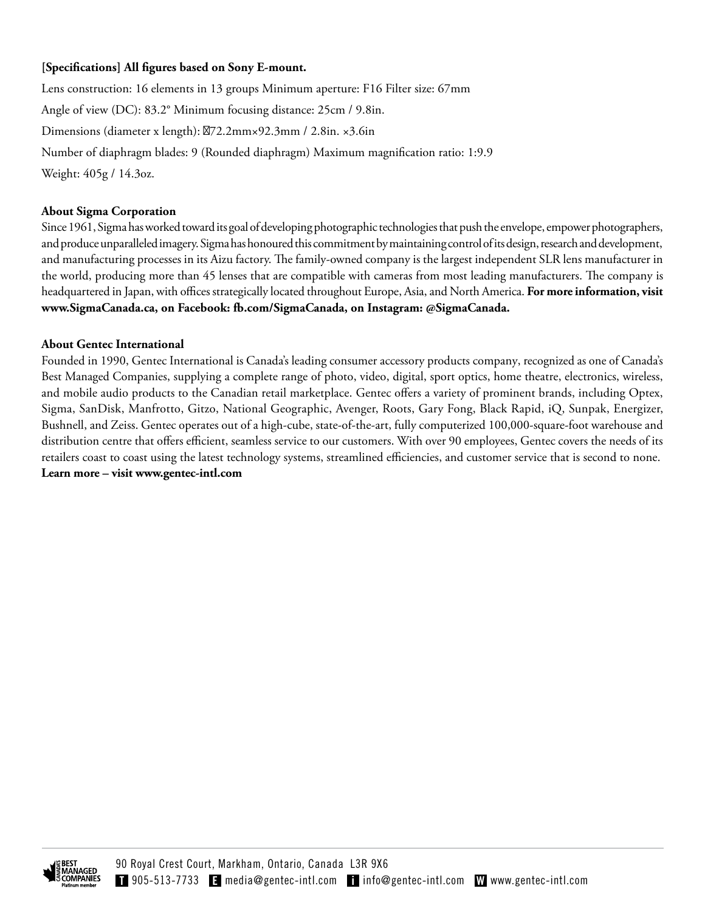**[Specifications] All figures based on Sony E-mount.**

Lens construction: 16 elements in 13 groups Minimum aperture: F16 Filter size: 67mm

Angle of view (DC): 83.2° Minimum focusing distance: 25cm / 9.8in.

Dimensions (diameter x length): ⌀72.2mm×92.3mm / 2.8in. ×3.6in

Number of diaphragm blades: 9 (Rounded diaphragm) Maximum magnification ratio: 1:9.9

Weight: 405g / 14.3oz.

**About Sigma Corporation**

Since 1961, Sigma has worked toward its goal of developing photographic technologies that push the envelope, empower photographers, and produce unparalleled imagery. Sigma has honoured this commitment by maintaining control of its design, research and development, and manufacturing processes in its Aizu factory. The family-owned company is the largest independent SLR lens manufacturer in the world, producing more than 45 lenses that are compatible with cameras from most leading manufacturers. The company is headquartered in Japan, with offices strategically located throughout Europe, Asia, and North America. **For more information, visit www.SigmaCanada.ca, on Facebook: fb.com/SigmaCanada, on Instagram: @SigmaCanada.**

**About Gentec International**

Founded in 1990, Gentec International is Canada's leading consumer accessory products company, recognized as one of Canada's Best Managed Companies, supplying a complete range of photo, video, digital, sport optics, home theatre, electronics, wireless, and mobile audio products to the Canadian retail marketplace. Gentec offers a variety of prominent brands, including Optex, Sigma, SanDisk, Manfrotto, Gitzo, National Geographic, Avenger, Roots, Gary Fong, Black Rapid, iQ, Sunpak, Energizer, Bushnell, and Zeiss. Gentec operates out of a high-cube, state-of-the-art, fully computerized 100,000-square-foot warehouse and distribution centre that offers efficient, seamless service to our customers. With over 90 employees, Gentec covers the needs of its retailers coast to coast using the latest technology systems, streamlined efficiencies, and customer service that is second to none. **Learn more – visit www.gentec-intl.com**

Canada's Best Managed Companies Platinum member

90 Royal Crest Court, Markham, Ontario, Canada L3R 9X6

T 905-513-7733 E media@gentec-intl.com i info@gentec-intl.com W www.gentec-intl.com